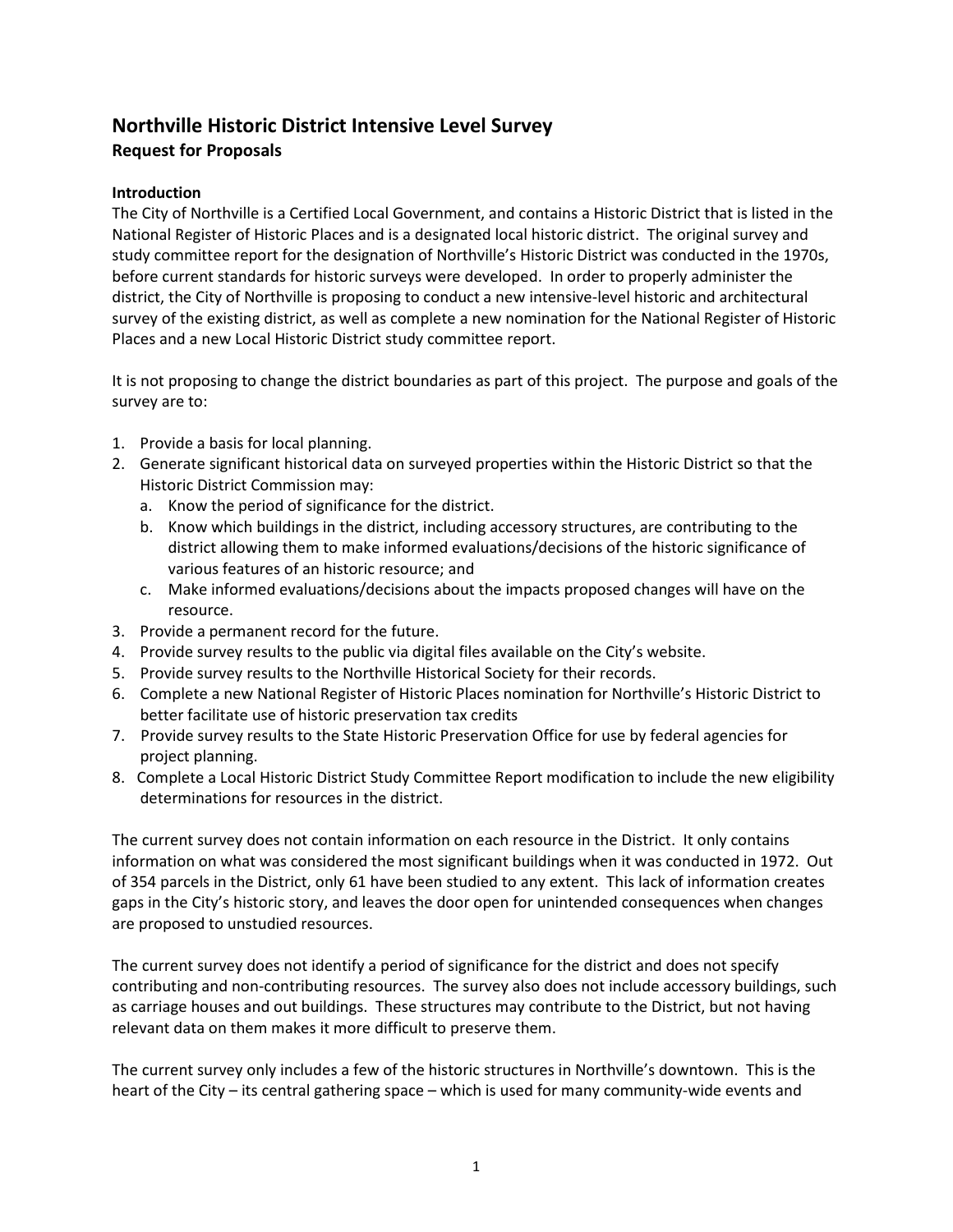# Northville Historic District Intensive Level Survey
## Request for Proposals

### Introduction

The City of Northville is a Certified Local Government, and contains a Historic District that is listed in the National Register of Historic Places and is a designated local historic district. The original survey and study committee report for the designation of Northville's Historic District was conducted in the 1970s, before current standards for historic surveys were developed. In order to properly administer the district, the City of Northville is proposing to conduct a new intensive-level historic and architectural survey of the existing district, as well as complete a new nomination for the National Register of Historic Places and a new Local Historic District study committee report.

It is not proposing to change the district boundaries as part of this project. The purpose and goals of the survey are to:

1. Provide a basis for local planning.
2. Generate significant historical data on surveyed properties within the Historic District so that the Historic District Commission may:
   a. Know the period of significance for the district.
   b. Know which buildings in the district, including accessory structures, are contributing to the district allowing them to make informed evaluations/decisions of the historic significance of various features of an historic resource; and
   c. Make informed evaluations/decisions about the impacts proposed changes will have on the resource.
3. Provide a permanent record for the future.
4. Provide survey results to the public via digital files available on the City's website.
5. Provide survey results to the Northville Historical Society for their records.
6. Complete a new National Register of Historic Places nomination for Northville's Historic District to better facilitate use of historic preservation tax credits
7. Provide survey results to the State Historic Preservation Office for use by federal agencies for project planning.
8. Complete a Local Historic District Study Committee Report modification to include the new eligibility determinations for resources in the district.

The current survey does not contain information on each resource in the District. It only contains information on what was considered the most significant buildings when it was conducted in 1972. Out of 354 parcels in the District, only 61 have been studied to any extent. This lack of information creates gaps in the City's historic story, and leaves the door open for unintended consequences when changes are proposed to unstudied resources.

The current survey does not identify a period of significance for the district and does not specify contributing and non-contributing resources. The survey also does not include accessory buildings, such as carriage houses and out buildings. These structures may contribute to the District, but not having relevant data on them makes it more difficult to preserve them.

The current survey only includes a few of the historic structures in Northville's downtown. This is the heart of the City – its central gathering space – which is used for many community-wide events and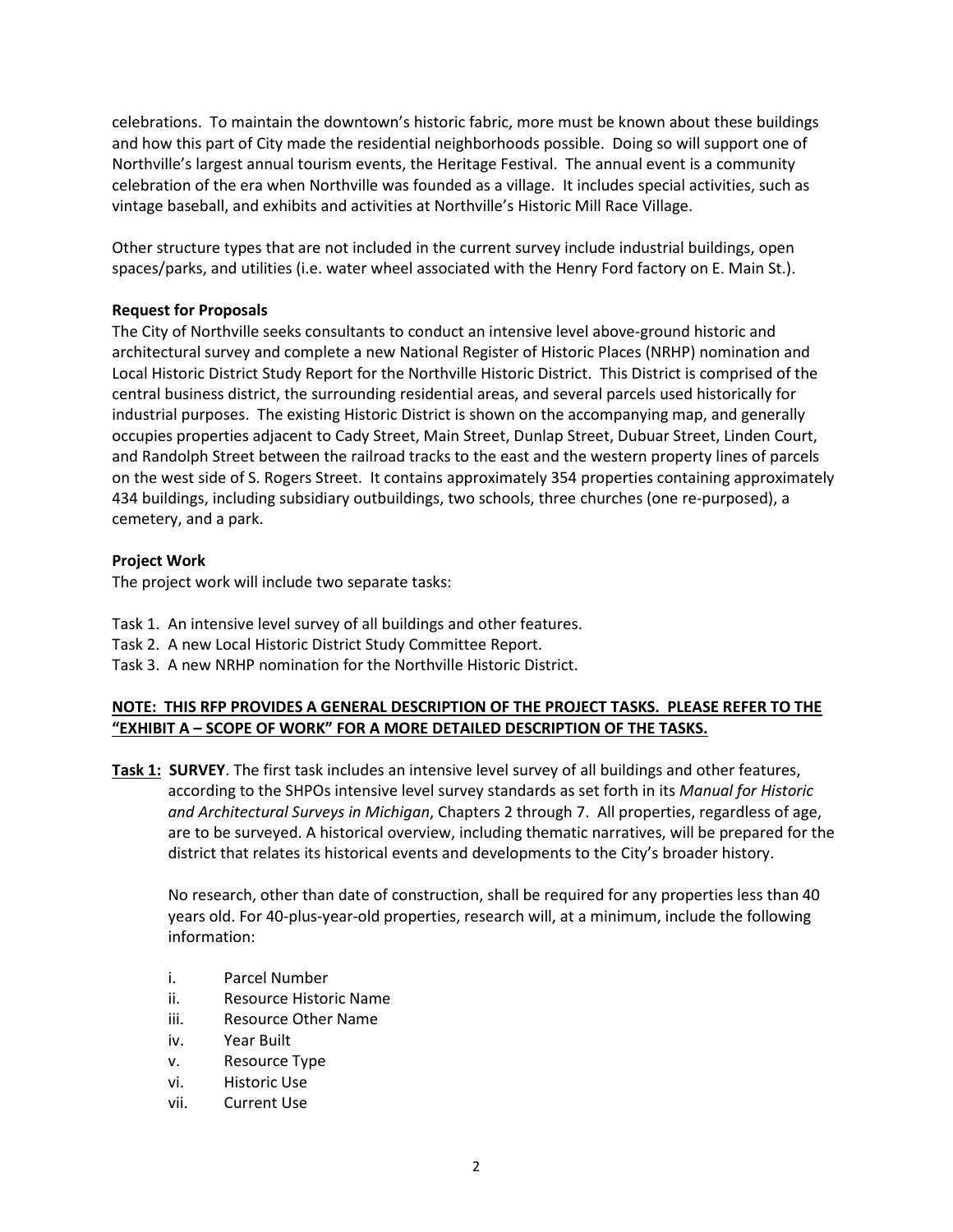celebrations. To maintain the downtown's historic fabric, more must be known about these buildings and how this part of City made the residential neighborhoods possible. Doing so will support one of Northville's largest annual tourism events, the Heritage Festival. The annual event is a community celebration of the era when Northville was founded as a village. It includes special activities, such as vintage baseball, and exhibits and activities at Northville's Historic Mill Race Village.

Other structure types that are not included in the current survey include industrial buildings, open spaces/parks, and utilities (i.e. water wheel associated with the Henry Ford factory on E. Main St.).

**Request for Proposals**

The City of Northville seeks consultants to conduct an intensive level above-ground historic and architectural survey and complete a new National Register of Historic Places (NRHP) nomination and Local Historic District Study Report for the Northville Historic District. This District is comprised of the central business district, the surrounding residential areas, and several parcels used historically for industrial purposes. The existing Historic District is shown on the accompanying map, and generally occupies properties adjacent to Cady Street, Main Street, Dunlap Street, Dubuar Street, Linden Court, and Randolph Street between the railroad tracks to the east and the western property lines of parcels on the west side of S. Rogers Street. It contains approximately 354 properties containing approximately 434 buildings, including subsidiary outbuildings, two schools, three churches (one re-purposed), a cemetery, and a park.

**Project Work**

The project work will include two separate tasks:

Task 1. An intensive level survey of all buildings and other features.
Task 2. A new Local Historic District Study Committee Report.
Task 3. A new NRHP nomination for the Northville Historic District.

**NOTE: THIS RFP PROVIDES A GENERAL DESCRIPTION OF THE PROJECT TASKS. PLEASE REFER TO THE "EXHIBIT A – SCOPE OF WORK" FOR A MORE DETAILED DESCRIPTION OF THE TASKS.**

**Task 1: SURVEY**. The first task includes an intensive level survey of all buildings and other features, according to the SHPOs intensive level survey standards as set forth in its *Manual for Historic and Architectural Surveys in Michigan*, Chapters 2 through 7. All properties, regardless of age, are to be surveyed. A historical overview, including thematic narratives, will be prepared for the district that relates its historical events and developments to the City's broader history.

No research, other than date of construction, shall be required for any properties less than 40 years old. For 40-plus-year-old properties, research will, at a minimum, include the following information:

i. Parcel Number
ii. Resource Historic Name
iii. Resource Other Name
iv. Year Built
v. Resource Type
vi. Historic Use
vii. Current Use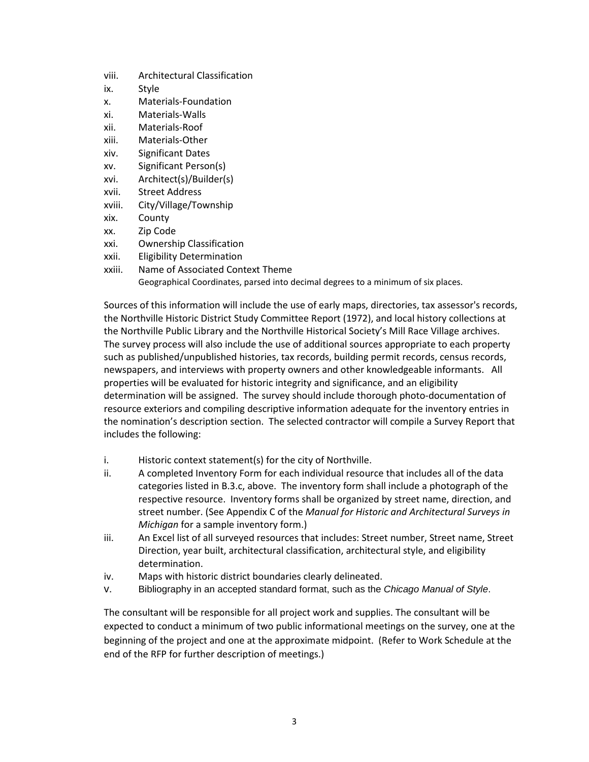viii. Architectural Classification
ix. Style
x. Materials-Foundation
xi. Materials-Walls
xii. Materials-Roof
xiii. Materials-Other
xiv. Significant Dates
xv. Significant Person(s)
xvi. Architect(s)/Builder(s)
xvii. Street Address
xviii. City/Village/Township
xix. County
xx. Zip Code
xxi. Ownership Classification
xxii. Eligibility Determination
xxiii. Name of Associated Context Theme
Geographical Coordinates, parsed into decimal degrees to a minimum of six places.

Sources of this information will include the use of early maps, directories, tax assessor's records, the Northville Historic District Study Committee Report (1972), and local history collections at the Northville Public Library and the Northville Historical Society's Mill Race Village archives. The survey process will also include the use of additional sources appropriate to each property such as published/unpublished histories, tax records, building permit records, census records, newspapers, and interviews with property owners and other knowledgeable informants. All properties will be evaluated for historic integrity and significance, and an eligibility determination will be assigned. The survey should include thorough photo-documentation of resource exteriors and compiling descriptive information adequate for the inventory entries in the nomination's description section. The selected contractor will compile a Survey Report that includes the following:

i. Historic context statement(s) for the city of Northville.
ii. A completed Inventory Form for each individual resource that includes all of the data categories listed in B.3.c, above. The inventory form shall include a photograph of the respective resource. Inventory forms shall be organized by street name, direction, and street number. (See Appendix C of the *Manual for Historic and Architectural Surveys in Michigan* for a sample inventory form.)
iii. An Excel list of all surveyed resources that includes: Street number, Street name, Street Direction, year built, architectural classification, architectural style, and eligibility determination.
iv. Maps with historic district boundaries clearly delineated.
v. Bibliography in an accepted standard format, such as the *Chicago Manual of Style*.

The consultant will be responsible for all project work and supplies. The consultant will be expected to conduct a minimum of two public informational meetings on the survey, one at the beginning of the project and one at the approximate midpoint. (Refer to Work Schedule at the end of the RFP for further description of meetings.)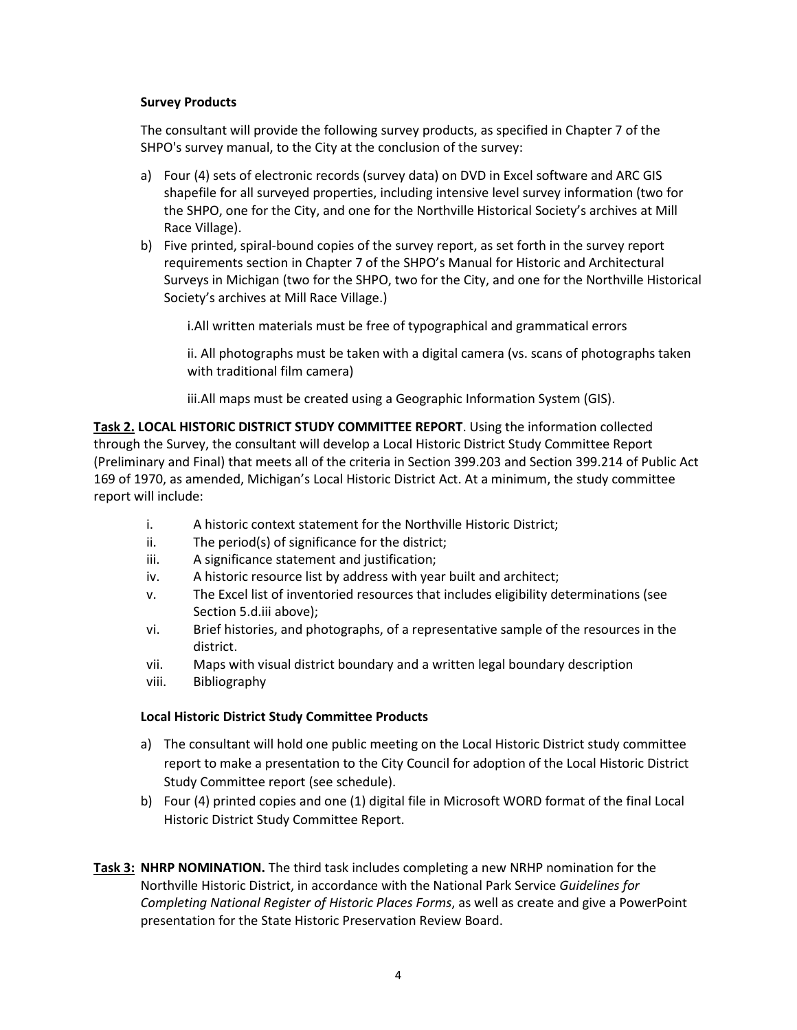**Survey Products**

The consultant will provide the following survey products, as specified in Chapter 7 of the SHPO's survey manual, to the City at the conclusion of the survey:

a) Four (4) sets of electronic records (survey data) on DVD in Excel software and ARC GIS shapefile for all surveyed properties, including intensive level survey information (two for the SHPO, one for the City, and one for the Northville Historical Society's archives at Mill Race Village).
b) Five printed, spiral-bound copies of the survey report, as set forth in the survey report requirements section in Chapter 7 of the SHPO's Manual for Historic and Architectural Surveys in Michigan (two for the SHPO, two for the City, and one for the Northville Historical Society's archives at Mill Race Village.)

    i.All written materials must be free of typographical and grammatical errors

    ii. All photographs must be taken with a digital camera (vs. scans of photographs taken with traditional film camera)

    iii.All maps must be created using a Geographic Information System (GIS).

**Task 2. LOCAL HISTORIC DISTRICT STUDY COMMITTEE REPORT**. Using the information collected through the Survey, the consultant will develop a Local Historic District Study Committee Report (Preliminary and Final) that meets all of the criteria in Section 399.203 and Section 399.214 of Public Act 169 of 1970, as amended, Michigan's Local Historic District Act. At a minimum, the study committee report will include:

i. A historic context statement for the Northville Historic District;
ii. The period(s) of significance for the district;
iii. A significance statement and justification;
iv. A historic resource list by address with year built and architect;
v. The Excel list of inventoried resources that includes eligibility determinations (see Section 5.d.iii above);
vi. Brief histories, and photographs, of a representative sample of the resources in the district.
vii. Maps with visual district boundary and a written legal boundary description
viii. Bibliography

**Local Historic District Study Committee Products**

a) The consultant will hold one public meeting on the Local Historic District study committee report to make a presentation to the City Council for adoption of the Local Historic District Study Committee report (see schedule).
b) Four (4) printed copies and one (1) digital file in Microsoft WORD format of the final Local Historic District Study Committee Report.

**Task 3: NHRP NOMINATION.** The third task includes completing a new NRHP nomination for the Northville Historic District, in accordance with the National Park Service *Guidelines for Completing National Register of Historic Places Forms*, as well as create and give a PowerPoint presentation for the State Historic Preservation Review Board.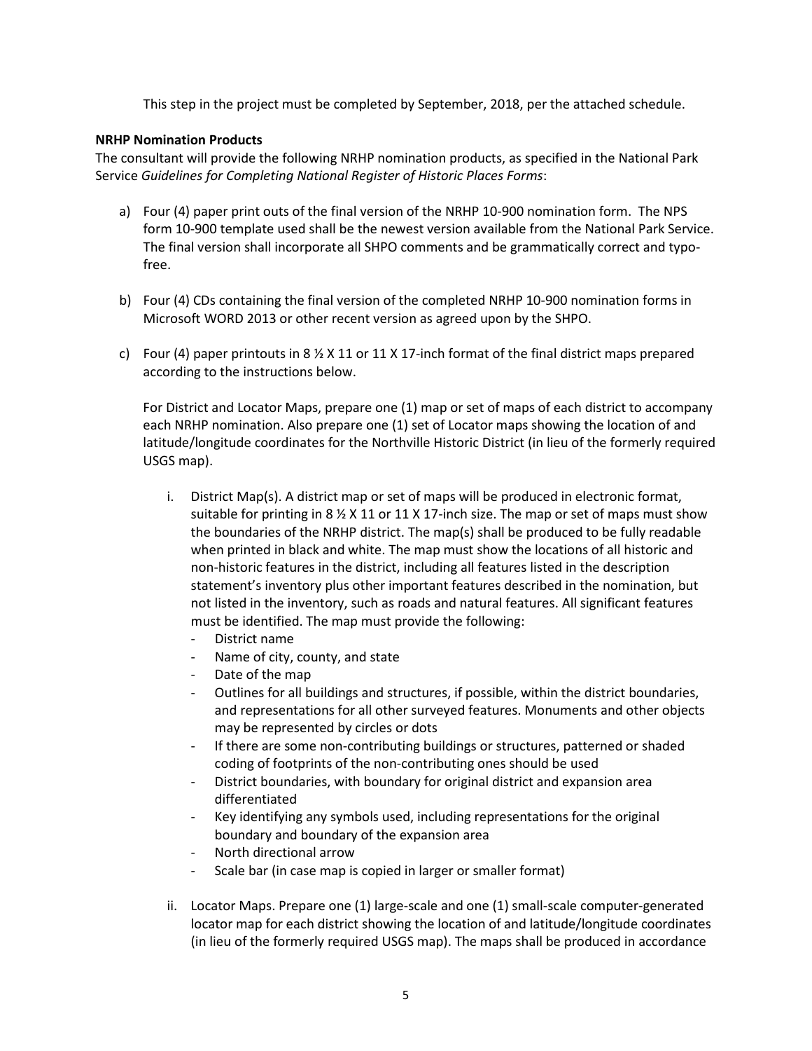This step in the project must be completed by September, 2018, per the attached schedule.

**NRHP Nomination Products**

The consultant will provide the following NRHP nomination products, as specified in the National Park Service *Guidelines for Completing National Register of Historic Places Forms*:

a) Four (4) paper print outs of the final version of the NRHP 10-900 nomination form. The NPS form 10-900 template used shall be the newest version available from the National Park Service. The final version shall incorporate all SHPO comments and be grammatically correct and typo-free.

b) Four (4) CDs containing the final version of the completed NRHP 10-900 nomination forms in Microsoft WORD 2013 or other recent version as agreed upon by the SHPO.

c) Four (4) paper printouts in 8 ½ X 11 or 11 X 17-inch format of the final district maps prepared according to the instructions below.

   For District and Locator Maps, prepare one (1) map or set of maps of each district to accompany each NRHP nomination. Also prepare one (1) set of Locator maps showing the location of and latitude/longitude coordinates for the Northville Historic District (in lieu of the formerly required USGS map).

   i. District Map(s). A district map or set of maps will be produced in electronic format, suitable for printing in 8 ½ X 11 or 11 X 17-inch size. The map or set of maps must show the boundaries of the NRHP district. The map(s) shall be produced to be fully readable when printed in black and white. The map must show the locations of all historic and non-historic features in the district, including all features listed in the description statement's inventory plus other important features described in the nomination, but not listed in the inventory, such as roads and natural features. All significant features must be identified. The map must provide the following:
      - District name
      - Name of city, county, and state
      - Date of the map
      - Outlines for all buildings and structures, if possible, within the district boundaries, and representations for all other surveyed features. Monuments and other objects may be represented by circles or dots
      - If there are some non-contributing buildings or structures, patterned or shaded coding of footprints of the non-contributing ones should be used
      - District boundaries, with boundary for original district and expansion area differentiated
      - Key identifying any symbols used, including representations for the original boundary and boundary of the expansion area
      - North directional arrow
      - Scale bar (in case map is copied in larger or smaller format)

   ii. Locator Maps. Prepare one (1) large-scale and one (1) small-scale computer-generated locator map for each district showing the location of and latitude/longitude coordinates (in lieu of the formerly required USGS map). The maps shall be produced in accordance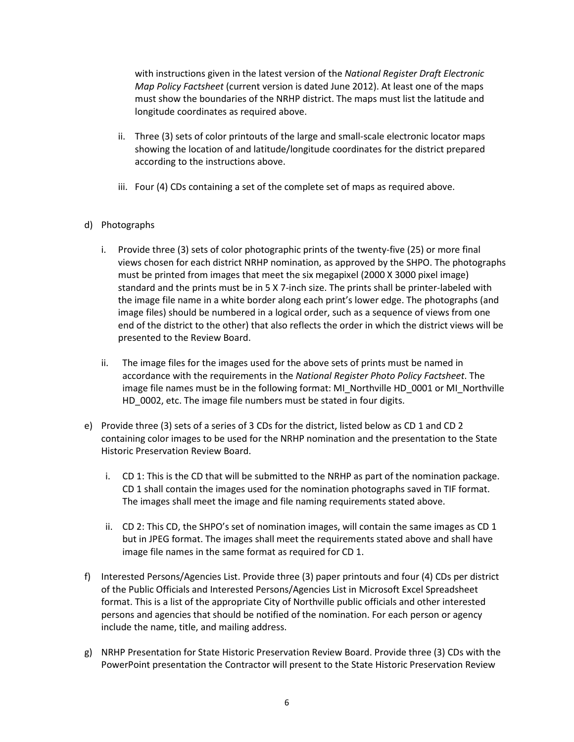with instructions given in the latest version of the *National Register Draft Electronic Map Policy Factsheet* (current version is dated June 2012). At least one of the maps must show the boundaries of the NRHP district. The maps must list the latitude and longitude coordinates as required above.

ii. Three (3) sets of color printouts of the large and small-scale electronic locator maps showing the location of and latitude/longitude coordinates for the district prepared according to the instructions above.

iii. Four (4) CDs containing a set of the complete set of maps as required above.

d) Photographs

i. Provide three (3) sets of color photographic prints of the twenty-five (25) or more final views chosen for each district NRHP nomination, as approved by the SHPO. The photographs must be printed from images that meet the six megapixel (2000 X 3000 pixel image) standard and the prints must be in 5 X 7-inch size. The prints shall be printer-labeled with the image file name in a white border along each print's lower edge. The photographs (and image files) should be numbered in a logical order, such as a sequence of views from one end of the district to the other) that also reflects the order in which the district views will be presented to the Review Board.

ii. The image files for the images used for the above sets of prints must be named in accordance with the requirements in the *National Register Photo Policy Factsheet*. The image file names must be in the following format: MI_Northville HD_0001 or MI_Northville HD_0002, etc. The image file numbers must be stated in four digits.

e) Provide three (3) sets of a series of 3 CDs for the district, listed below as CD 1 and CD 2 containing color images to be used for the NRHP nomination and the presentation to the State Historic Preservation Review Board.

i. CD 1: This is the CD that will be submitted to the NRHP as part of the nomination package. CD 1 shall contain the images used for the nomination photographs saved in TIF format. The images shall meet the image and file naming requirements stated above.

ii. CD 2: This CD, the SHPO's set of nomination images, will contain the same images as CD 1 but in JPEG format. The images shall meet the requirements stated above and shall have image file names in the same format as required for CD 1.

f) Interested Persons/Agencies List. Provide three (3) paper printouts and four (4) CDs per district of the Public Officials and Interested Persons/Agencies List in Microsoft Excel Spreadsheet format. This is a list of the appropriate City of Northville public officials and other interested persons and agencies that should be notified of the nomination. For each person or agency include the name, title, and mailing address.

g) NRHP Presentation for State Historic Preservation Review Board. Provide three (3) CDs with the PowerPoint presentation the Contractor will present to the State Historic Preservation Review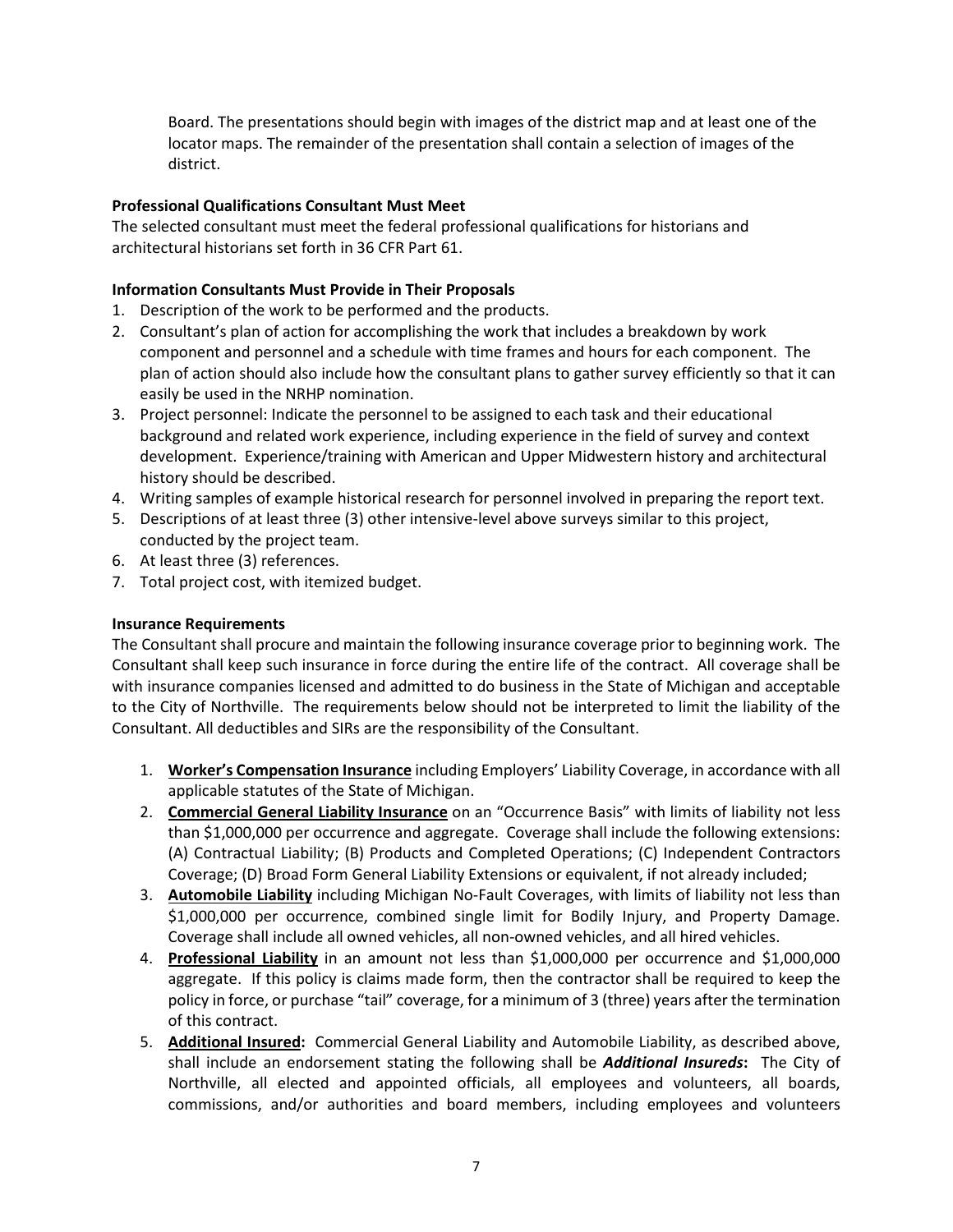Board. The presentations should begin with images of the district map and at least one of the locator maps. The remainder of the presentation shall contain a selection of images of the district.

**Professional Qualifications Consultant Must Meet**

The selected consultant must meet the federal professional qualifications for historians and architectural historians set forth in 36 CFR Part 61.

**Information Consultants Must Provide in Their Proposals**

1. Description of the work to be performed and the products.
2. Consultant's plan of action for accomplishing the work that includes a breakdown by work component and personnel and a schedule with time frames and hours for each component. The plan of action should also include how the consultant plans to gather survey efficiently so that it can easily be used in the NRHP nomination.
3. Project personnel: Indicate the personnel to be assigned to each task and their educational background and related work experience, including experience in the field of survey and context development. Experience/training with American and Upper Midwestern history and architectural history should be described.
4. Writing samples of example historical research for personnel involved in preparing the report text.
5. Descriptions of at least three (3) other intensive-level above surveys similar to this project, conducted by the project team.
6. At least three (3) references.
7. Total project cost, with itemized budget.

**Insurance Requirements**

The Consultant shall procure and maintain the following insurance coverage prior to beginning work. The Consultant shall keep such insurance in force during the entire life of the contract. All coverage shall be with insurance companies licensed and admitted to do business in the State of Michigan and acceptable to the City of Northville. The requirements below should not be interpreted to limit the liability of the Consultant. All deductibles and SIRs are the responsibility of the Consultant.

1. **Worker's Compensation Insurance** including Employers' Liability Coverage, in accordance with all applicable statutes of the State of Michigan.
2. **Commercial General Liability Insurance** on an "Occurrence Basis" with limits of liability not less than $1,000,000 per occurrence and aggregate. Coverage shall include the following extensions: (A) Contractual Liability; (B) Products and Completed Operations; (C) Independent Contractors Coverage; (D) Broad Form General Liability Extensions or equivalent, if not already included;
3. **Automobile Liability** including Michigan No-Fault Coverages, with limits of liability not less than $1,000,000 per occurrence, combined single limit for Bodily Injury, and Property Damage. Coverage shall include all owned vehicles, all non-owned vehicles, and all hired vehicles.
4. **Professional Liability** in an amount not less than $1,000,000 per occurrence and $1,000,000 aggregate. If this policy is claims made form, then the contractor shall be required to keep the policy in force, or purchase "tail" coverage, for a minimum of 3 (three) years after the termination of this contract.
5. **Additional Insured:** Commercial General Liability and Automobile Liability, as described above, shall include an endorsement stating the following shall be ***Additional Insureds*:** The City of Northville, all elected and appointed officials, all employees and volunteers, all boards, commissions, and/or authorities and board members, including employees and volunteers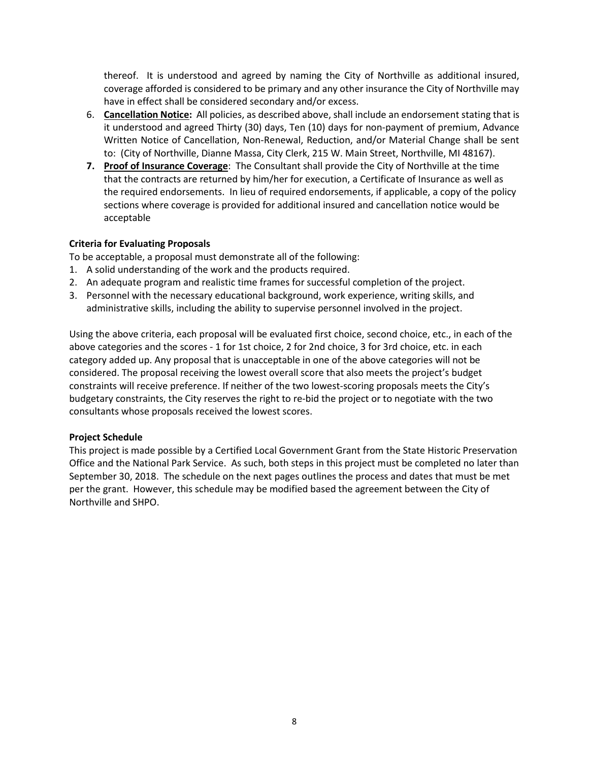thereof. It is understood and agreed by naming the City of Northville as additional insured, coverage afforded is considered to be primary and any other insurance the City of Northville may have in effect shall be considered secondary and/or excess.

6. **Cancellation Notice:** All policies, as described above, shall include an endorsement stating that is it understood and agreed Thirty (30) days, Ten (10) days for non-payment of premium, Advance Written Notice of Cancellation, Non-Renewal, Reduction, and/or Material Change shall be sent to: (City of Northville, Dianne Massa, City Clerk, 215 W. Main Street, Northville, MI 48167).
7. **Proof of Insurance Coverage**: The Consultant shall provide the City of Northville at the time that the contracts are returned by him/her for execution, a Certificate of Insurance as well as the required endorsements. In lieu of required endorsements, if applicable, a copy of the policy sections where coverage is provided for additional insured and cancellation notice would be acceptable

**Criteria for Evaluating Proposals**

To be acceptable, a proposal must demonstrate all of the following:

1. A solid understanding of the work and the products required.
2. An adequate program and realistic time frames for successful completion of the project.
3. Personnel with the necessary educational background, work experience, writing skills, and administrative skills, including the ability to supervise personnel involved in the project.

Using the above criteria, each proposal will be evaluated first choice, second choice, etc., in each of the above categories and the scores - 1 for 1st choice, 2 for 2nd choice, 3 for 3rd choice, etc. in each category added up. Any proposal that is unacceptable in one of the above categories will not be considered. The proposal receiving the lowest overall score that also meets the project's budget constraints will receive preference. If neither of the two lowest-scoring proposals meets the City's budgetary constraints, the City reserves the right to re-bid the project or to negotiate with the two consultants whose proposals received the lowest scores.

**Project Schedule**

This project is made possible by a Certified Local Government Grant from the State Historic Preservation Office and the National Park Service. As such, both steps in this project must be completed no later than September 30, 2018. The schedule on the next pages outlines the process and dates that must be met per the grant. However, this schedule may be modified based the agreement between the City of Northville and SHPO.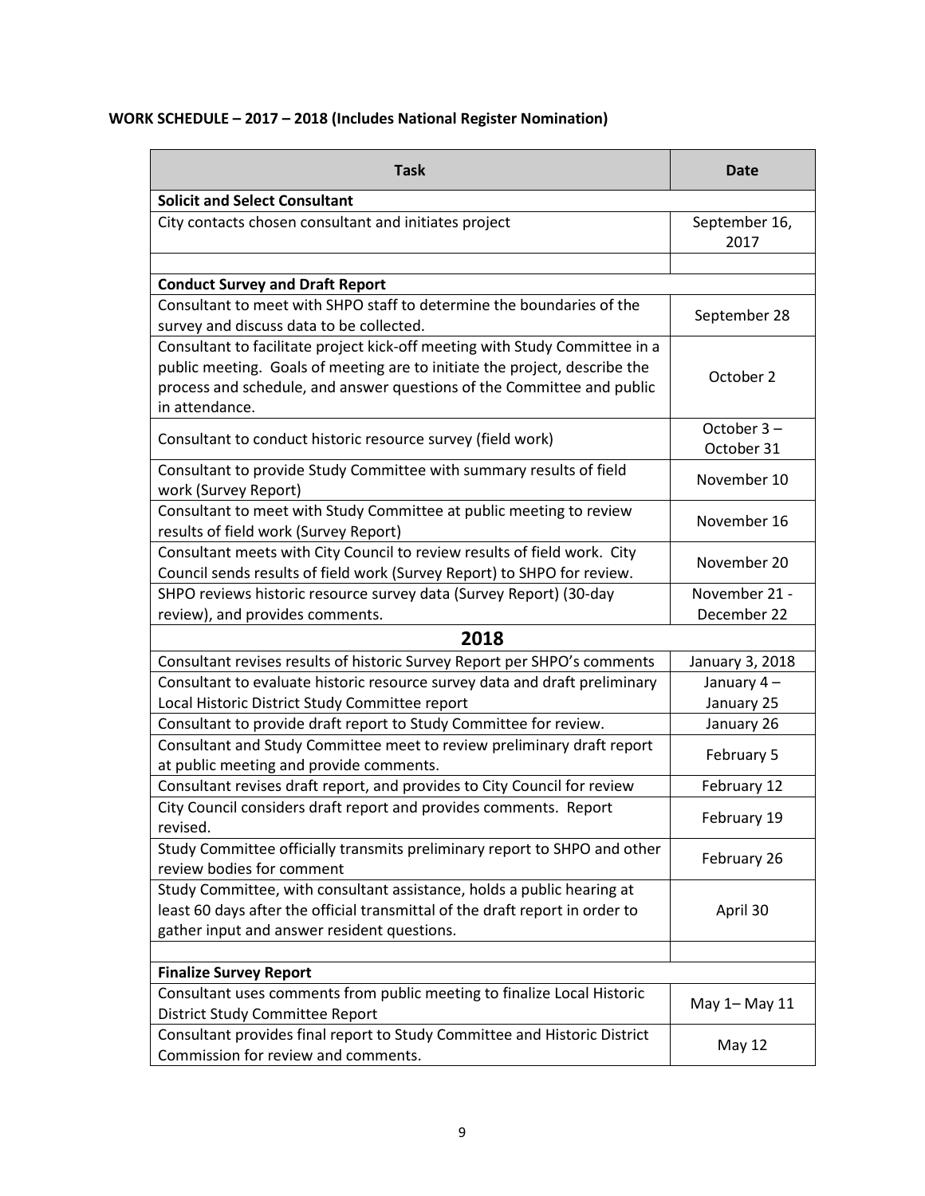**WORK SCHEDULE – 2017 – 2018 (Includes National Register Nomination)**

| Task | Date |
|---|---|
| **Solicit and Select Consultant** | |
| City contacts chosen consultant and initiates project | September 16, 2017 |
| | |
| **Conduct Survey and Draft Report** | |
| Consultant to meet with SHPO staff to determine the boundaries of the survey and discuss data to be collected. | September 28 |
| Consultant to facilitate project kick-off meeting with Study Committee in a public meeting. Goals of meeting are to initiate the project, describe the process and schedule, and answer questions of the Committee and public in attendance. | October 2 |
| Consultant to conduct historic resource survey (field work) | October 3 – October 31 |
| Consultant to provide Study Committee with summary results of field work (Survey Report) | November 10 |
| Consultant to meet with Study Committee at public meeting to review results of field work (Survey Report) | November 16 |
| Consultant meets with City Council to review results of field work. City Council sends results of field work (Survey Report) to SHPO for review. | November 20 |
| SHPO reviews historic resource survey data (Survey Report) (30-day review), and provides comments. | November 21 - December 22 |
| **2018** | |
| Consultant revises results of historic Survey Report per SHPO's comments | January 3, 2018 |
| Consultant to evaluate historic resource survey data and draft preliminary Local Historic District Study Committee report | January 4 – January 25 |
| Consultant to provide draft report to Study Committee for review. | January 26 |
| Consultant and Study Committee meet to review preliminary draft report at public meeting and provide comments. | February 5 |
| Consultant revises draft report, and provides to City Council for review | February 12 |
| City Council considers draft report and provides comments. Report revised. | February 19 |
| Study Committee officially transmits preliminary report to SHPO and other review bodies for comment | February 26 |
| Study Committee, with consultant assistance, holds a public hearing at least 60 days after the official transmittal of the draft report in order to gather input and answer resident questions. | April 30 |
| | |
| **Finalize Survey Report** | |
| Consultant uses comments from public meeting to finalize Local Historic District Study Committee Report | May 1– May 11 |
| Consultant provides final report to Study Committee and Historic District Commission for review and comments. | May 12 |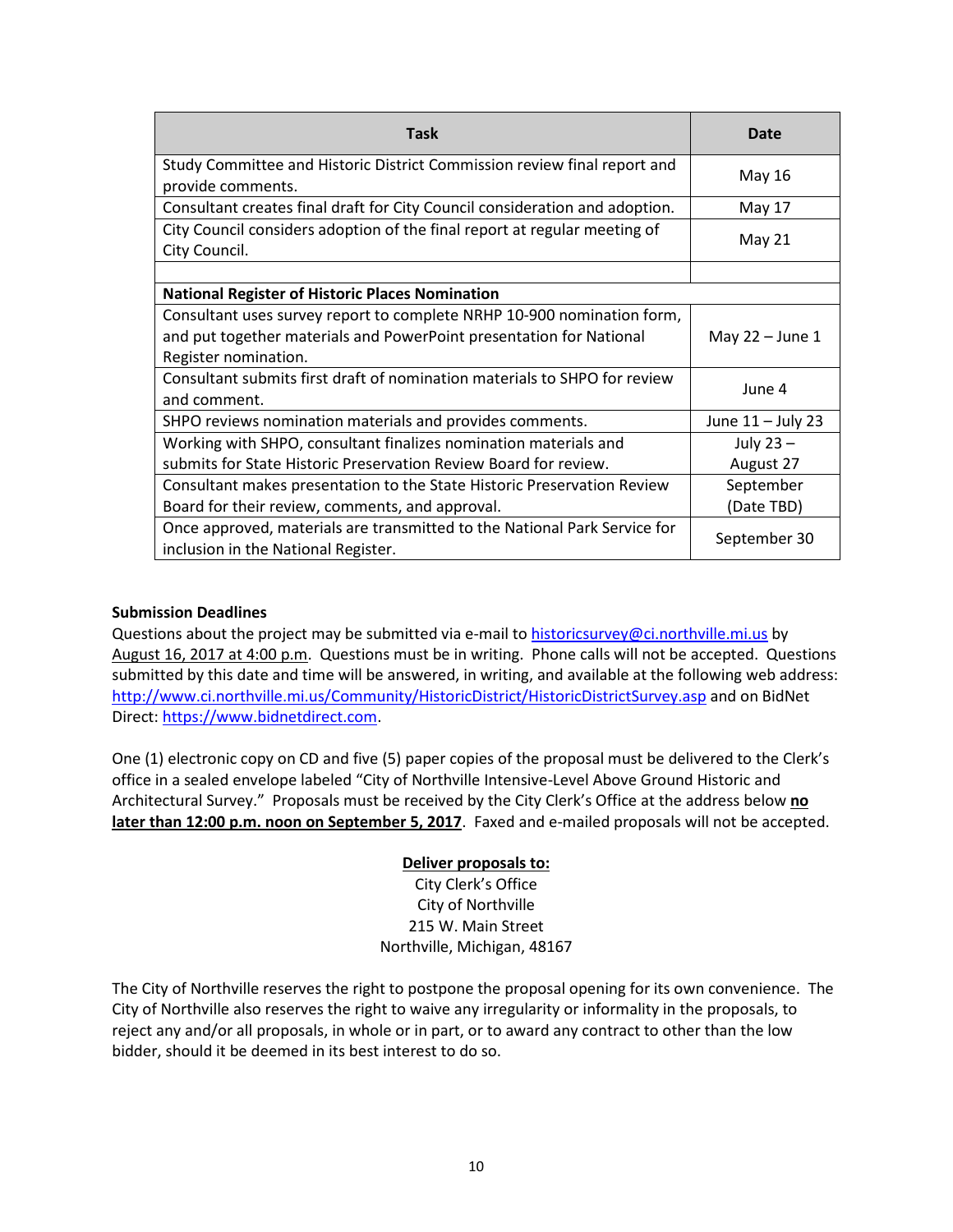| Task | Date |
|---|---|
| Study Committee and Historic District Commission review final report and provide comments. | May 16 |
| Consultant creates final draft for City Council consideration and adoption. | May 17 |
| City Council considers adoption of the final report at regular meeting of City Council. | May 21 |
| | |
| **National Register of Historic Places Nomination** | |
| Consultant uses survey report to complete NRHP 10-900 nomination form, and put together materials and PowerPoint presentation for National Register nomination. | May 22 – June 1 |
| Consultant submits first draft of nomination materials to SHPO for review and comment. | June 4 |
| SHPO reviews nomination materials and provides comments. | June 11 – July 23 |
| Working with SHPO, consultant finalizes nomination materials and submits for State Historic Preservation Review Board for review. | July 23 – August 27 |
| Consultant makes presentation to the State Historic Preservation Review Board for their review, comments, and approval. | September (Date TBD) |
| Once approved, materials are transmitted to the National Park Service for inclusion in the National Register. | September 30 |

**Submission Deadlines**

Questions about the project may be submitted via e-mail to historicsurvey@ci.northville.mi.us by August 16, 2017 at 4:00 p.m. Questions must be in writing. Phone calls will not be accepted. Questions submitted by this date and time will be answered, in writing, and available at the following web address: http://www.ci.northville.mi.us/Community/HistoricDistrict/HistoricDistrictSurvey.asp and on BidNet Direct: https://www.bidnetdirect.com.

One (1) electronic copy on CD and five (5) paper copies of the proposal must be delivered to the Clerk's office in a sealed envelope labeled "City of Northville Intensive-Level Above Ground Historic and Architectural Survey." Proposals must be received by the City Clerk's Office at the address below **no later than 12:00 p.m. noon on September 5, 2017**. Faxed and e-mailed proposals will not be accepted.

**Deliver proposals to:**
City Clerk's Office
City of Northville
215 W. Main Street
Northville, Michigan, 48167

The City of Northville reserves the right to postpone the proposal opening for its own convenience. The City of Northville also reserves the right to waive any irregularity or informality in the proposals, to reject any and/or all proposals, in whole or in part, or to award any contract to other than the low bidder, should it be deemed in its best interest to do so.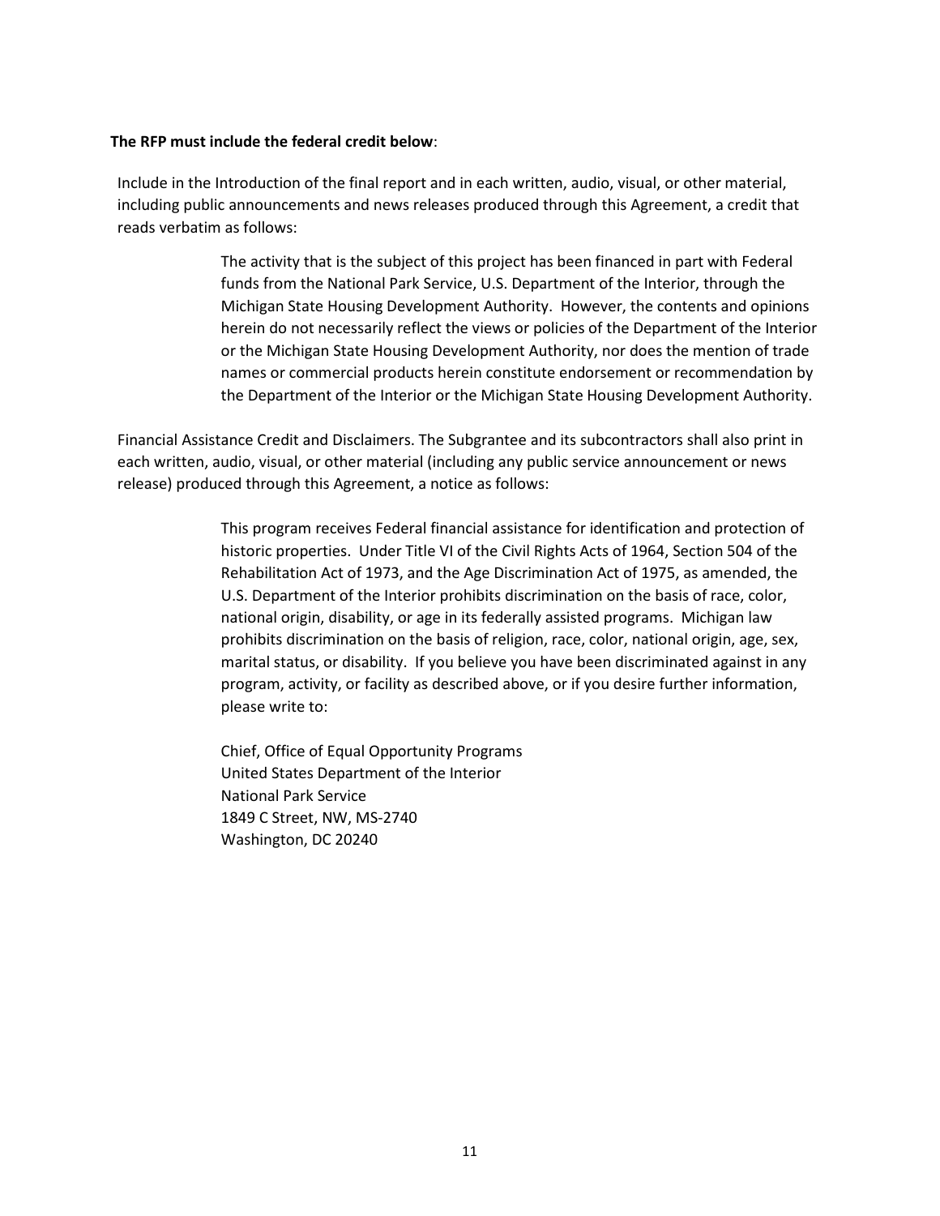**The RFP must include the federal credit below**:

Include in the Introduction of the final report and in each written, audio, visual, or other material, including public announcements and news releases produced through this Agreement, a credit that reads verbatim as follows:

> The activity that is the subject of this project has been financed in part with Federal funds from the National Park Service, U.S. Department of the Interior, through the Michigan State Housing Development Authority. However, the contents and opinions herein do not necessarily reflect the views or policies of the Department of the Interior or the Michigan State Housing Development Authority, nor does the mention of trade names or commercial products herein constitute endorsement or recommendation by the Department of the Interior or the Michigan State Housing Development Authority.

Financial Assistance Credit and Disclaimers. The Subgrantee and its subcontractors shall also print in each written, audio, visual, or other material (including any public service announcement or news release) produced through this Agreement, a notice as follows:

> This program receives Federal financial assistance for identification and protection of historic properties. Under Title VI of the Civil Rights Acts of 1964, Section 504 of the Rehabilitation Act of 1973, and the Age Discrimination Act of 1975, as amended, the U.S. Department of the Interior prohibits discrimination on the basis of race, color, national origin, disability, or age in its federally assisted programs. Michigan law prohibits discrimination on the basis of religion, race, color, national origin, age, sex, marital status, or disability. If you believe you have been discriminated against in any program, activity, or facility as described above, or if you desire further information, please write to:
>
> Chief, Office of Equal Opportunity Programs
> United States Department of the Interior
> National Park Service
> 1849 C Street, NW, MS-2740
> Washington, DC 20240